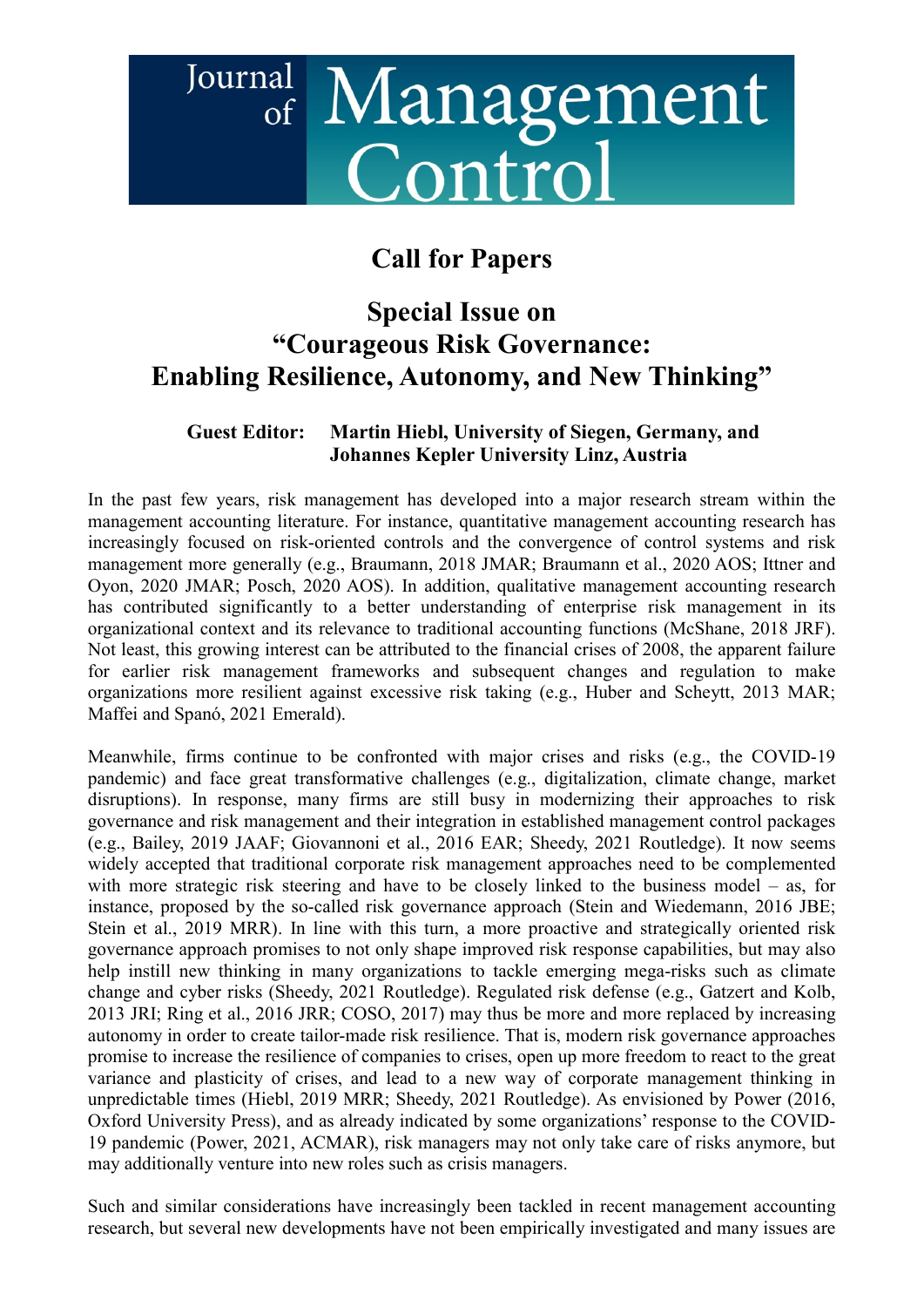# Journal of Management Control

## Call for Papers

## Special Issue on "Courageous Risk Governance: Enabling Resilience, Autonomy, and New Thinking"

**Guest Editor: Martin Hiebl, University of Siegen, Germany, and Johannes Kepler University Linz, Austria**

In the past few years, risk management has developed into a major research stream within the management accounting literature. For instance, quantitative management accounting research has increasingly focused on risk-oriented controls and the convergence of control systems and risk management more generally (e.g., Braumann, 2018 JMAR; Braumann et al., 2020 AOS; Ittner and Oyon, 2020 JMAR; Posch, 2020 AOS). In addition, qualitative management accounting research has contributed significantly to a better understanding of enterprise risk management in its organizational context and its relevance to traditional accounting functions (McShane, 2018 JRF). Not least, this growing interest can be attributed to the financial crises of 2008, the apparent failure for earlier risk management frameworks and subsequent changes and regulation to make organizations more resilient against excessive risk taking (e.g., Huber and Scheytt, 2013 MAR; Maffei and Spanó, 2021 Emerald).

Meanwhile, firms continue to be confronted with major crises and risks (e.g., the COVID-19 pandemic) and face great transformative challenges (e.g., digitalization, climate change, market disruptions). In response, many firms are still busy in modernizing their approaches to risk governance and risk management and their integration in established management control packages (e.g., Bailey, 2019 JAAF; Giovannoni et al., 2016 EAR; Sheedy, 2021 Routledge). It now seems widely accepted that traditional corporate risk management approaches need to be complemented with more strategic risk steering and have to be closely linked to the business model – as, for instance, proposed by the so-called risk governance approach (Stein and Wiedemann, 2016 JBE; Stein et al., 2019 MRR). In line with this turn, a more proactive and strategically oriented risk governance approach promises to not only shape improved risk response capabilities, but may also help instill new thinking in many organizations to tackle emerging mega-risks such as climate change and cyber risks (Sheedy, 2021 Routledge). Regulated risk defense (e.g., Gatzert and Kolb, 2013 JRI; Ring et al., 2016 JRR; COSO, 2017) may thus be more and more replaced by increasing autonomy in order to create tailor-made risk resilience. That is, modern risk governance approaches promise to increase the resilience of companies to crises, open up more freedom to react to the great variance and plasticity of crises, and lead to a new way of corporate management thinking in unpredictable times (Hiebl, 2019 MRR; Sheedy, 2021 Routledge). As envisioned by Power (2016, Oxford University Press), and as already indicated by some organizations' response to the COVID-19 pandemic (Power, 2021, ACMAR), risk managers may not only take care of risks anymore, but may additionally venture into new roles such as crisis managers.

Such and similar considerations have increasingly been tackled in recent management accounting research, but several new developments have not been empirically investigated and many issues are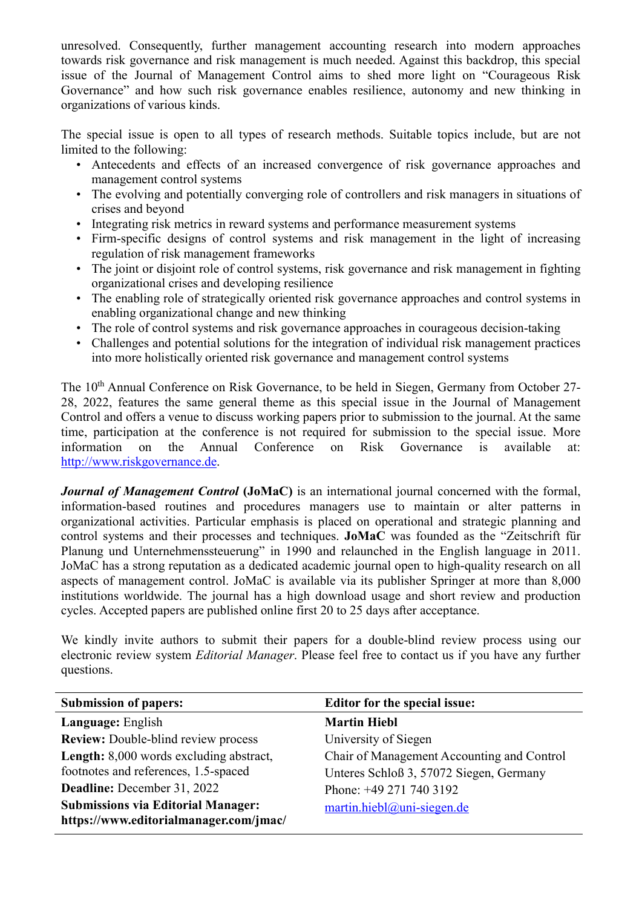unresolved. Consequently, further management accounting research into modern approaches towards risk governance and risk management is much needed. Against this backdrop, this special issue of the Journal of Management Control aims to shed more light on "Courageous Risk Governance" and how such risk governance enables resilience, autonomy and new thinking in organizations of various kinds.

The special issue is open to all types of research methods. Suitable topics include, but are not limited to the following:

- Antecedents and effects of an increased convergence of risk governance approaches and management control systems
- The evolving and potentially converging role of controllers and risk managers in situations of crises and beyond
- Integrating risk metrics in reward systems and performance measurement systems
- Firm-specific designs of control systems and risk management in the light of increasing regulation of risk management frameworks
- The joint or disjoint role of control systems, risk governance and risk management in fighting organizational crises and developing resilience
- The enabling role of strategically oriented risk governance approaches and control systems in enabling organizational change and new thinking
- The role of control systems and risk governance approaches in courageous decision-taking
- Challenges and potential solutions for the integration of individual risk management practices into more holistically oriented risk governance and management control systems

The 10th Annual Conference on Risk Governance, to be held in Siegen, Germany from October 27-28, 2022, features the same general theme as this special issue in the Journal of Management Control and offers a venue to discuss working papers prior to submission to the journal. At the same time, participation at the conference is not required for submission to the special issue. More information on the Annual Conference on Risk Governance is available at: http://www.riskgovernance.de.

***Journal of Management Control*** **(JoMaC)** is an international journal concerned with the formal, information-based routines and procedures managers use to maintain or alter patterns in organizational activities. Particular emphasis is placed on operational and strategic planning and control systems and their processes and techniques. **JoMaC** was founded as the "Zeitschrift für Planung und Unternehmenssteuerung" in 1990 and relaunched in the English language in 2011. JoMaC has a strong reputation as a dedicated academic journal open to high-quality research on all aspects of management control. JoMaC is available via its publisher Springer at more than 8,000 institutions worldwide. The journal has a high download usage and short review and production cycles. Accepted papers are published online first 20 to 25 days after acceptance.

We kindly invite authors to submit their papers for a double-blind review process using our electronic review system *Editorial Manager*. Please feel free to contact us if you have any further questions.

| **Submission of papers:** | **Editor for the special issue:** |
|---|---|
| **Language:** English | **Martin Hiebl** |
| **Review:** Double-blind review process | University of Siegen |
| **Length:** 8,000 words excluding abstract, footnotes and references, 1.5-spaced | Chair of Management Accounting and Control<br>Unteres Schloß 3, 57072 Siegen, Germany |
| **Deadline:** December 31, 2022 | Phone: +49 271 740 3192 |
| **Submissions via Editorial Manager:** **https://www.editorialmanager.com/jmac/** | martin.hiebl@uni-siegen.de |